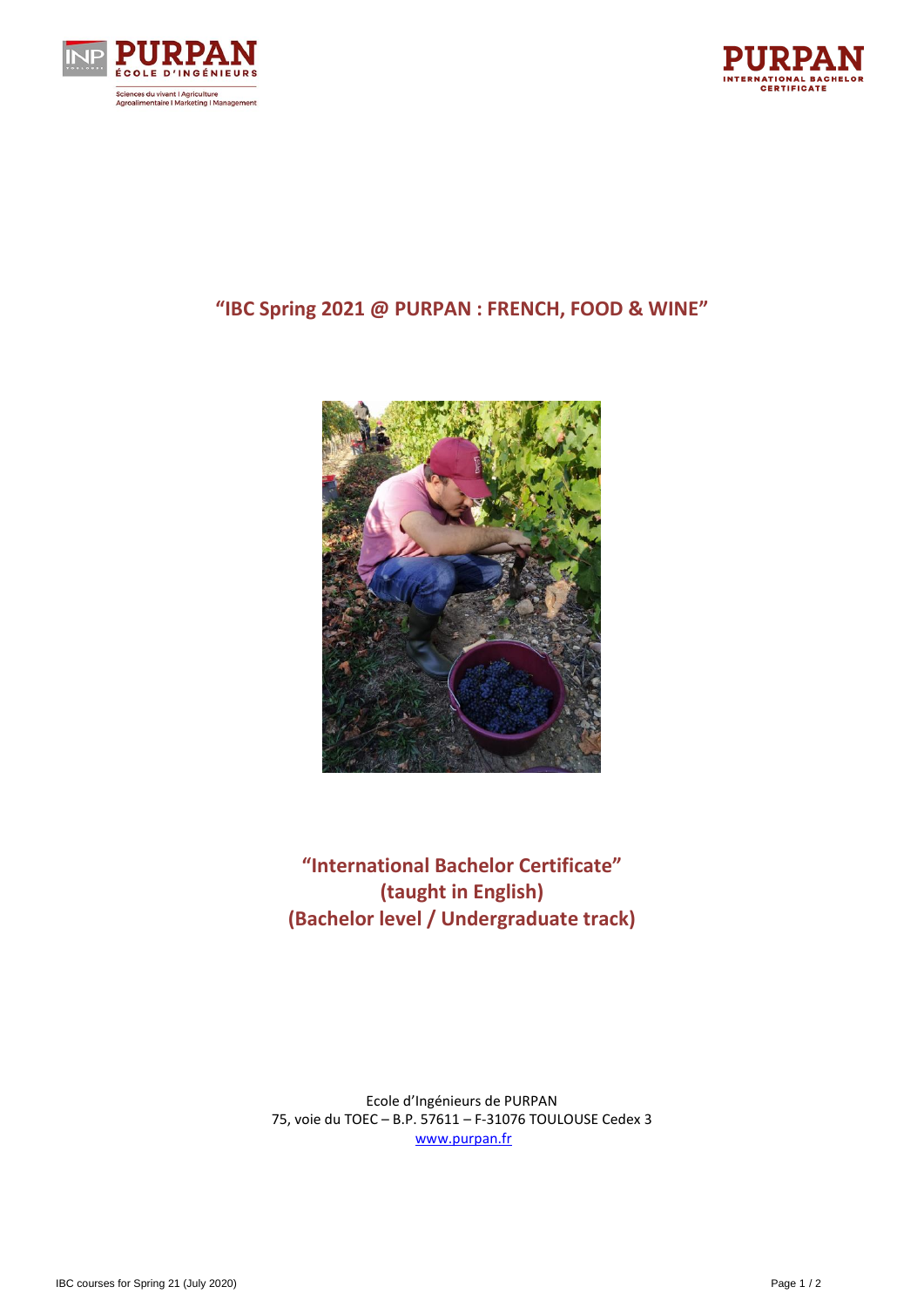# "IBC Spring 2021 @ PURPAN : FRENCH, FOOD & WINE"

## "International Bachelor Certificate"
## (taught in English)
## (Bachelor level / Undergraduate track)

Ecole d'Ingénieurs de PURPAN
75, voie du TOEC – B.P. 57611 – F-31076 TOULOUSE Cedex 3
www.purpan.fr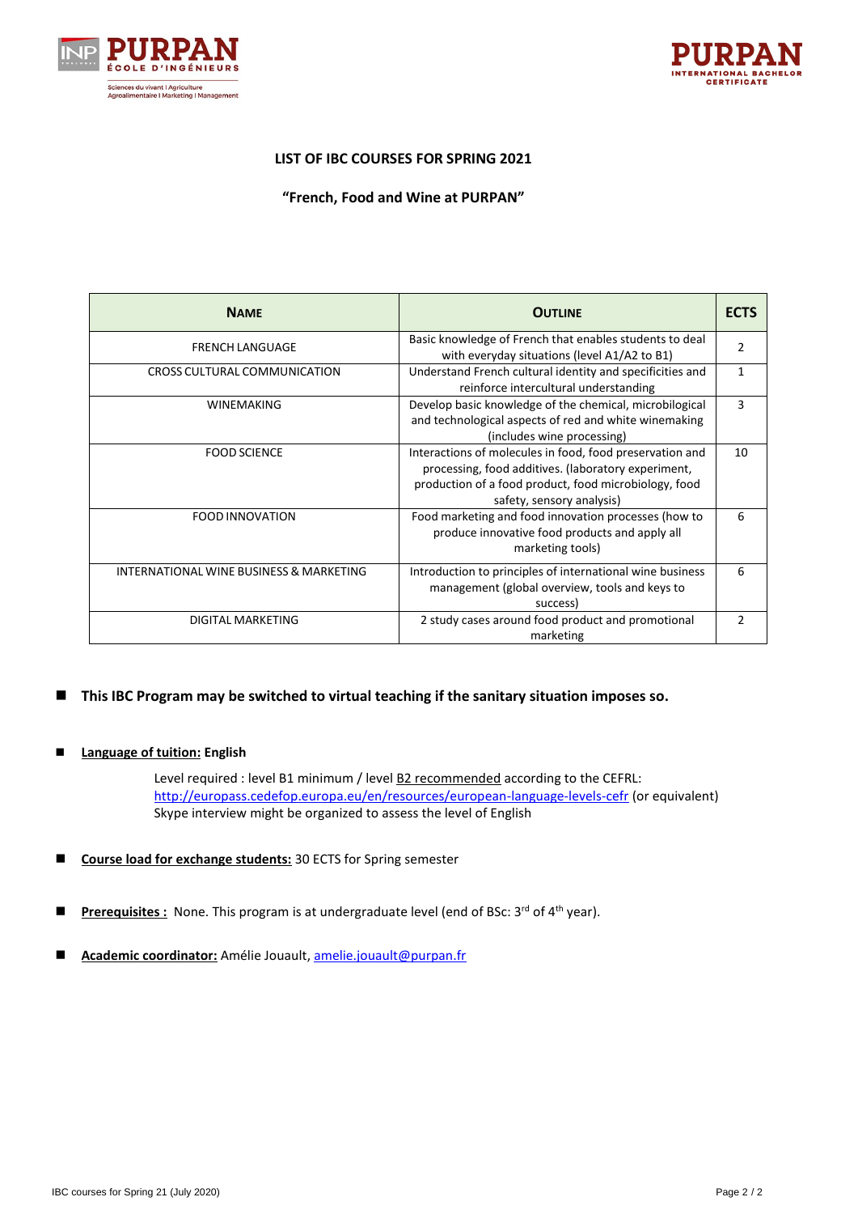## LIST OF IBC COURSES FOR SPRING 2021

### "French, Food and Wine at PURPAN"

| NAME | OUTLINE | ECTS |
|---|---|---|
| FRENCH LANGUAGE | Basic knowledge of French that enables students to deal with everyday situations (level A1/A2 to B1) | 2 |
| CROSS CULTURAL COMMUNICATION | Understand French cultural identity and specificities and reinforce intercultural understanding | 1 |
| WINEMAKING | Develop basic knowledge of the chemical, microbiological and technological aspects of red and white winemaking (includes wine processing) | 3 |
| FOOD SCIENCE | Interactions of molecules in food, food preservation and processing, food additives. (laboratory experiment, production of a food product, food microbiology, food safety, sensory analysis) | 10 |
| FOOD INNOVATION | Food marketing and food innovation processes (how to produce innovative food products and apply all marketing tools) | 6 |
| INTERNATIONAL WINE BUSINESS & MARKETING | Introduction to principles of international wine business management (global overview, tools and keys to success) | 6 |
| DIGITAL MARKETING | 2 study cases around food product and promotional marketing | 2 |

- **This IBC Program may be switched to virtual teaching if the sanitary situation imposes so.**

- **Language of tuition:** **English**

  Level required : level B1 minimum / level B2 recommended according to the CEFRL: http://europass.cedefop.europa.eu/en/resources/european-language-levels-cefr (or equivalent)
  Skype interview might be organized to assess the level of English

- **Course load for exchange students:** 30 ECTS for Spring semester

- **Prerequisites :** None. This program is at undergraduate level (end of BSc: 3rd of 4th year).

- **Academic coordinator:** Amélie Jouault, amelie.jouault@purpan.fr